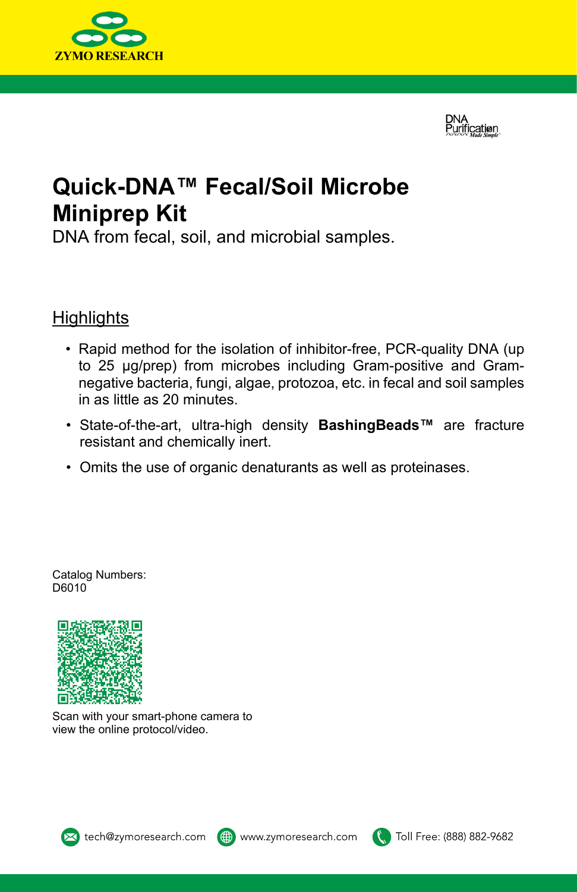ZYMO RESEARCH

DNA Purification Made Simple

# Quick-DNA™ Fecal/Soil Microbe Miniprep Kit

DNA from fecal, soil, and microbial samples.

## Highlights

- Rapid method for the isolation of inhibitor-free, PCR-quality DNA (up to 25 µg/prep) from microbes including Gram-positive and Gram-negative bacteria, fungi, algae, protozoa, etc. in fecal and soil samples in as little as 20 minutes.
- State-of-the-art, ultra-high density **BashingBeads™** are fracture resistant and chemically inert.
- Omits the use of organic denaturants as well as proteinases.

Catalog Numbers:
D6010

Scan with your smart-phone camera to view the online protocol/video.

tech@zymoresearch.com www.zymoresearch.com Toll Free: (888) 882-9682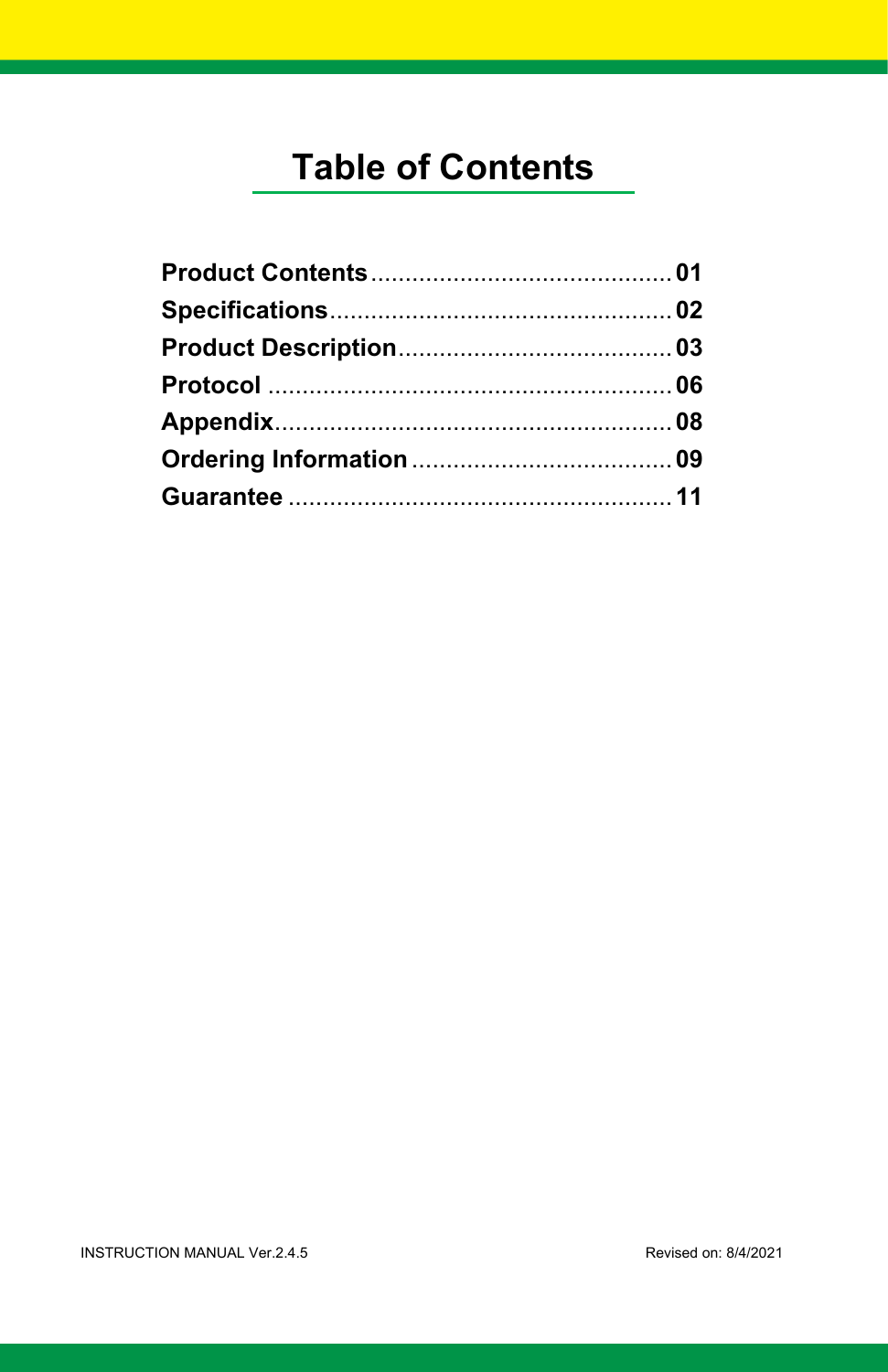# Table of Contents

**Product Contents** ............................................ **01**
**Specifications** .................................................. **02**
**Product Description** ........................................ **03**
**Protocol** ........................................................... **06**
**Appendix** .......................................................... **08**
**Ordering Information** ...................................... **09**
**Guarantee** ........................................................ **11**

INSTRUCTION MANUAL Ver.2.4.5 Revised on: 8/4/2021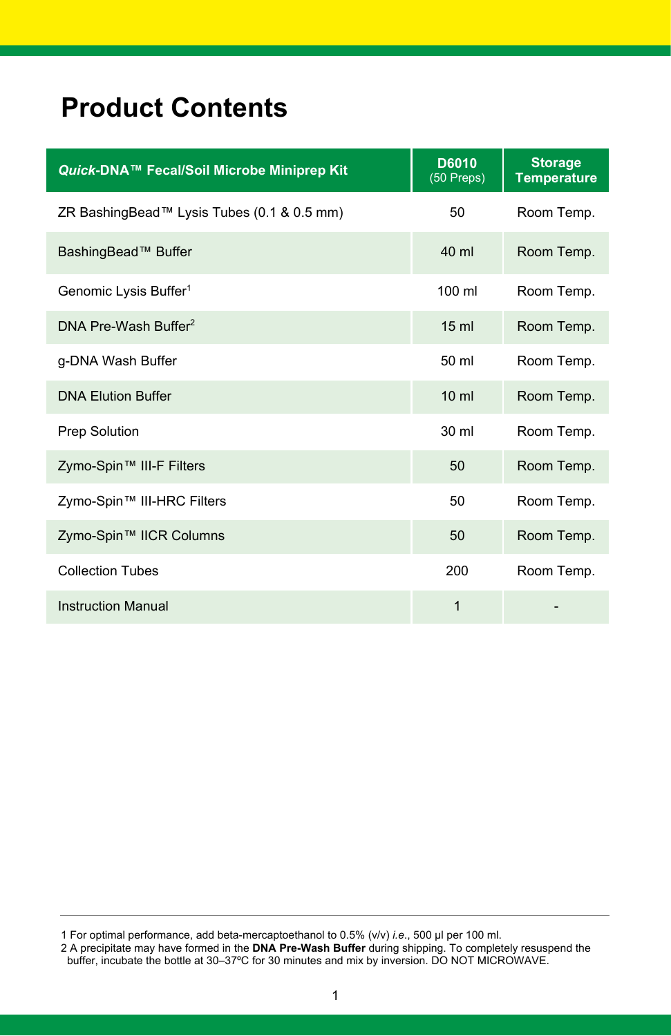# Product Contents

| *Quick*-DNA™ Fecal/Soil Microbe Miniprep Kit | D6010 (50 Preps) | Storage Temperature |
|---|---|---|
| ZR BashingBead™ Lysis Tubes (0.1 & 0.5 mm) | 50 | Room Temp. |
| BashingBead™ Buffer | 40 ml | Room Temp. |
| Genomic Lysis Buffer[1] | 100 ml | Room Temp. |
| DNA Pre-Wash Buffer[2] | 15 ml | Room Temp. |
| g-DNA Wash Buffer | 50 ml | Room Temp. |
| DNA Elution Buffer | 10 ml | Room Temp. |
| Prep Solution | 30 ml | Room Temp. |
| Zymo-Spin™ III-F Filters | 50 | Room Temp. |
| Zymo-Spin™ III-HRC Filters | 50 | Room Temp. |
| Zymo-Spin™ IICR Columns | 50 | Room Temp. |
| Collection Tubes | 200 | Room Temp. |
| Instruction Manual | 1 | - |

1 For optimal performance, add beta-mercaptoethanol to 0.5% (v/v) *i.e.*, 500 µl per 100 ml.

2 A precipitate may have formed in the **DNA Pre-Wash Buffer** during shipping. To completely resuspend the buffer, incubate the bottle at 30–37ºC for 30 minutes and mix by inversion. DO NOT MICROWAVE.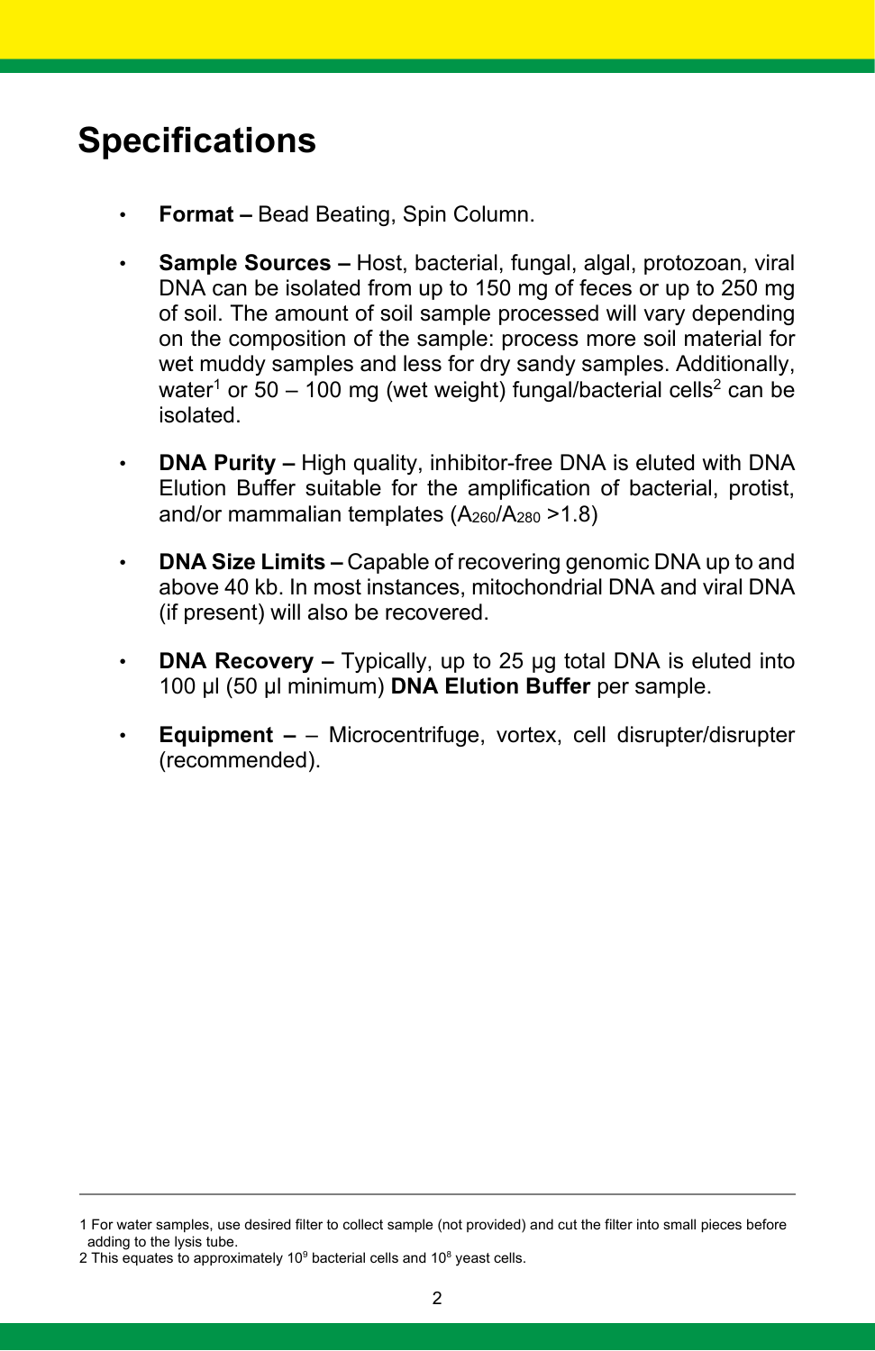# Specifications

- **Format –** Bead Beating, Spin Column.
- **Sample Sources –** Host, bacterial, fungal, algal, protozoan, viral DNA can be isolated from up to 150 mg of feces or up to 250 mg of soil. The amount of soil sample processed will vary depending on the composition of the sample: process more soil material for wet muddy samples and less for dry sandy samples. Additionally, water[1] or 50 – 100 mg (wet weight) fungal/bacterial cells[2] can be isolated.
- **DNA Purity –** High quality, inhibitor-free DNA is eluted with DNA Elution Buffer suitable for the amplification of bacterial, protist, and/or mammalian templates ($A_{260}/A_{280}$ >1.8)
- **DNA Size Limits –** Capable of recovering genomic DNA up to and above 40 kb. In most instances, mitochondrial DNA and viral DNA (if present) will also be recovered.
- **DNA Recovery –** Typically, up to 25 µg total DNA is eluted into 100 µl (50 µl minimum) **DNA Elution Buffer** per sample.
- **Equipment –** – Microcentrifuge, vortex, cell disrupter/disrupter (recommended).

---

1 For water samples, use desired filter to collect sample (not provided) and cut the filter into small pieces before adding to the lysis tube.
2 This equates to approximately $10^9$ bacterial cells and $10^8$ yeast cells.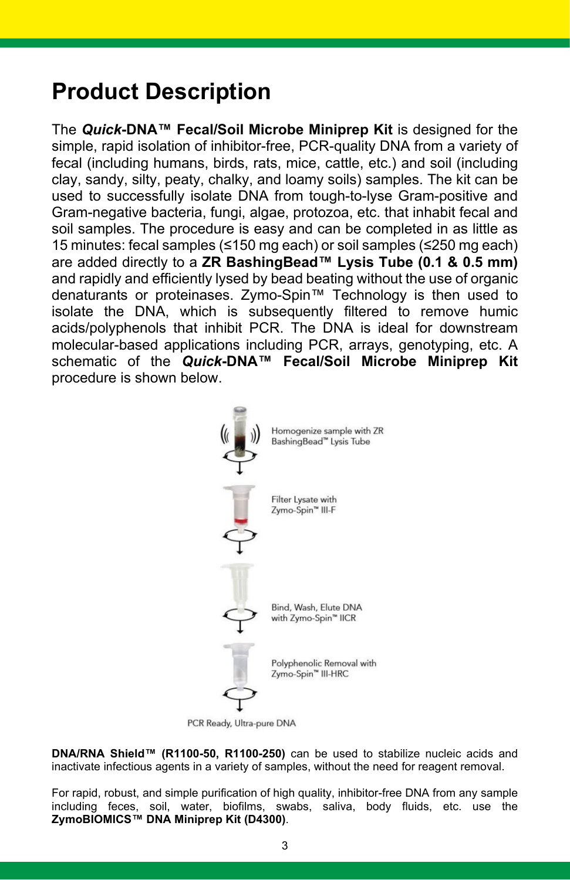# Product Description

The ***Quick*-DNA™ Fecal/Soil Microbe Miniprep Kit** is designed for the simple, rapid isolation of inhibitor-free, PCR-quality DNA from a variety of fecal (including humans, birds, rats, mice, cattle, etc.) and soil (including clay, sandy, silty, peaty, chalky, and loamy soils) samples. The kit can be used to successfully isolate DNA from tough-to-lyse Gram-positive and Gram-negative bacteria, fungi, algae, protozoa, etc. that inhabit fecal and soil samples. The procedure is easy and can be completed in as little as 15 minutes: fecal samples (≤150 mg each) or soil samples (≤250 mg each) are added directly to a **ZR BashingBead™ Lysis Tube (0.1 & 0.5 mm)** and rapidly and efficiently lysed by bead beating without the use of organic denaturants or proteinases. Zymo-Spin™ Technology is then used to isolate the DNA, which is subsequently filtered to remove humic acids/polyphenols that inhibit PCR. The DNA is ideal for downstream molecular-based applications including PCR, arrays, genotyping, etc. A schematic of the ***Quick*-DNA™ Fecal/Soil Microbe Miniprep Kit** procedure is shown below.

Homogenize sample with ZR BashingBead™ Lysis Tube

Filter Lysate with Zymo-Spin™ III-F

Bind, Wash, Elute DNA with Zymo-Spin™ IICR

Polyphenolic Removal with Zymo-Spin™ III-HRC

PCR Ready, Ultra-pure DNA

**DNA/RNA Shield™ (R1100-50, R1100-250)** can be used to stabilize nucleic acids and inactivate infectious agents in a variety of samples, without the need for reagent removal.

For rapid, robust, and simple purification of high quality, inhibitor-free DNA from any sample including feces, soil, water, biofilms, swabs, saliva, body fluids, etc. use the **ZymoBIOMICS™ DNA Miniprep Kit (D4300)**.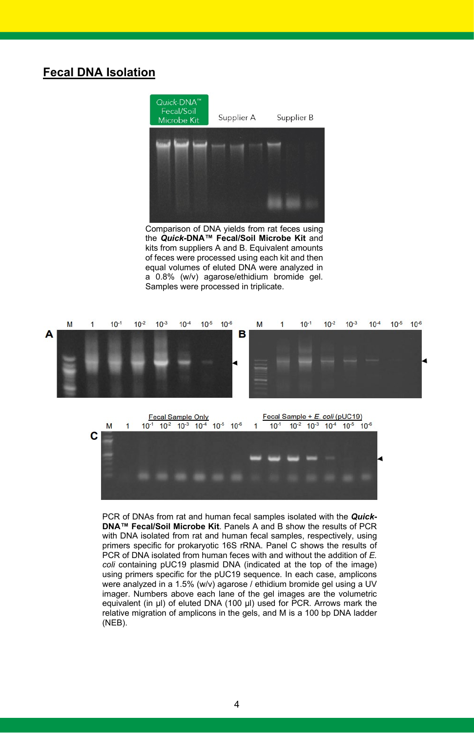## Fecal DNA Isolation

Comparison of DNA yields from rat feces using the ***Quick*-DNA™ Fecal/Soil Microbe Kit** and kits from suppliers A and B. Equivalent amounts of feces were processed using each kit and then equal volumes of eluted DNA were analyzed in a 0.8% (w/v) agarose/ethidium bromide gel. Samples were processed in triplicate.

PCR of DNAs from rat and human fecal samples isolated with the ***Quick*-DNA™ Fecal/Soil Microbe Kit**. Panels A and B show the results of PCR with DNA isolated from rat and human fecal samples, respectively, using primers specific for prokaryotic 16S rRNA. Panel C shows the results of PCR of DNA isolated from human feces with and without the addition of *E. coli* containing pUC19 plasmid DNA (indicated at the top of the image) using primers specific for the pUC19 sequence. In each case, amplicons were analyzed in a 1.5% (w/v) agarose / ethidium bromide gel using a UV imager. Numbers above each lane of the gel images are the volumetric equivalent (in µl) of eluted DNA (100 µl) used for PCR. Arrows mark the relative migration of amplicons in the gels, and M is a 100 bp DNA ladder (NEB).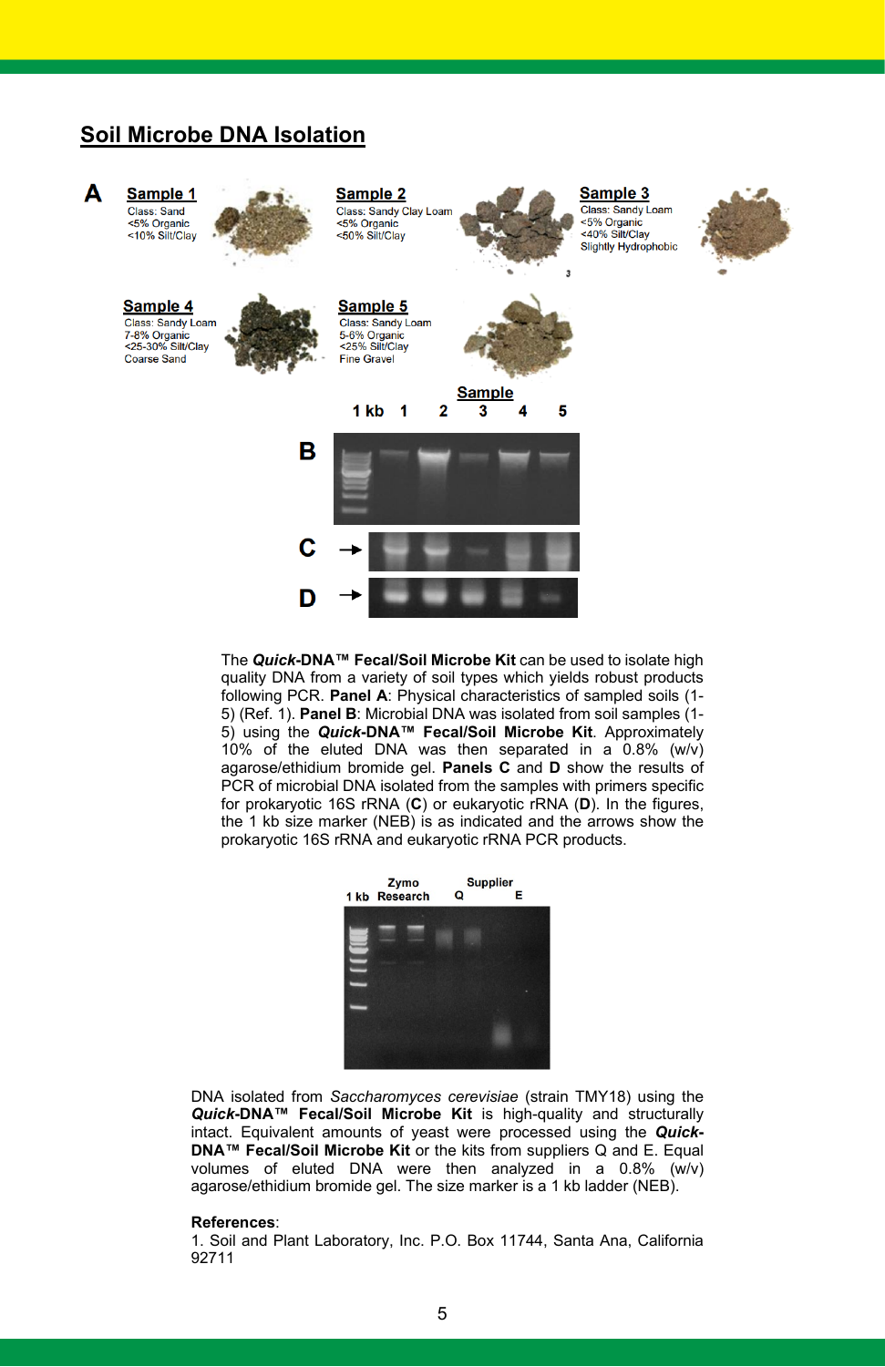## Soil Microbe DNA Isolation

**A**

**Sample 1**
Class: Sand
<5% Organic
<10% Silt/Clay

**Sample 2**
Class: Sandy Clay Loam
<5% Organic
<50% Silt/Clay

**Sample 3**
Class: Sandy Loam
<5% Organic
<40% Silt/Clay
Slightly Hydrophobic

**Sample 4**
Class: Sandy Loam
7-8% Organic
<25-30% Silt/Clay
Coarse Sand

**Sample 5**
Class: Sandy Loam
5-6% Organic
<25% Silt/Clay
Fine Gravel

Sample: 1 kb 1 2 3 4 5

**B**

**C**

**D**

The ***Quick*-DNA™ Fecal/Soil Microbe Kit** can be used to isolate high quality DNA from a variety of soil types which yields robust products following PCR. **Panel A**: Physical characteristics of sampled soils (1-5) (Ref. 1). **Panel B**: Microbial DNA was isolated from soil samples (1-5) using the ***Quick*-DNA™ Fecal/Soil Microbe Kit**. Approximately 10% of the eluted DNA was then separated in a 0.8% (w/v) agarose/ethidium bromide gel. **Panels C** and **D** show the results of PCR of microbial DNA isolated from the samples with primers specific for prokaryotic 16S rRNA (**C**) or eukaryotic rRNA (**D**). In the figures, the 1 kb size marker (NEB) is as indicated and the arrows show the prokaryotic 16S rRNA and eukaryotic rRNA PCR products.

1 kb | Zymo Research | Supplier Q | E

DNA isolated from *Saccharomyces cerevisiae* (strain TMY18) using the ***Quick*-DNA™ Fecal/Soil Microbe Kit** is high-quality and structurally intact. Equivalent amounts of yeast were processed using the ***Quick*-DNA™ Fecal/Soil Microbe Kit** or the kits from suppliers Q and E. Equal volumes of eluted DNA were then analyzed in a 0.8% (w/v) agarose/ethidium bromide gel. The size marker is a 1 kb ladder (NEB).

**References**:
1. Soil and Plant Laboratory, Inc. P.O. Box 11744, Santa Ana, California 92711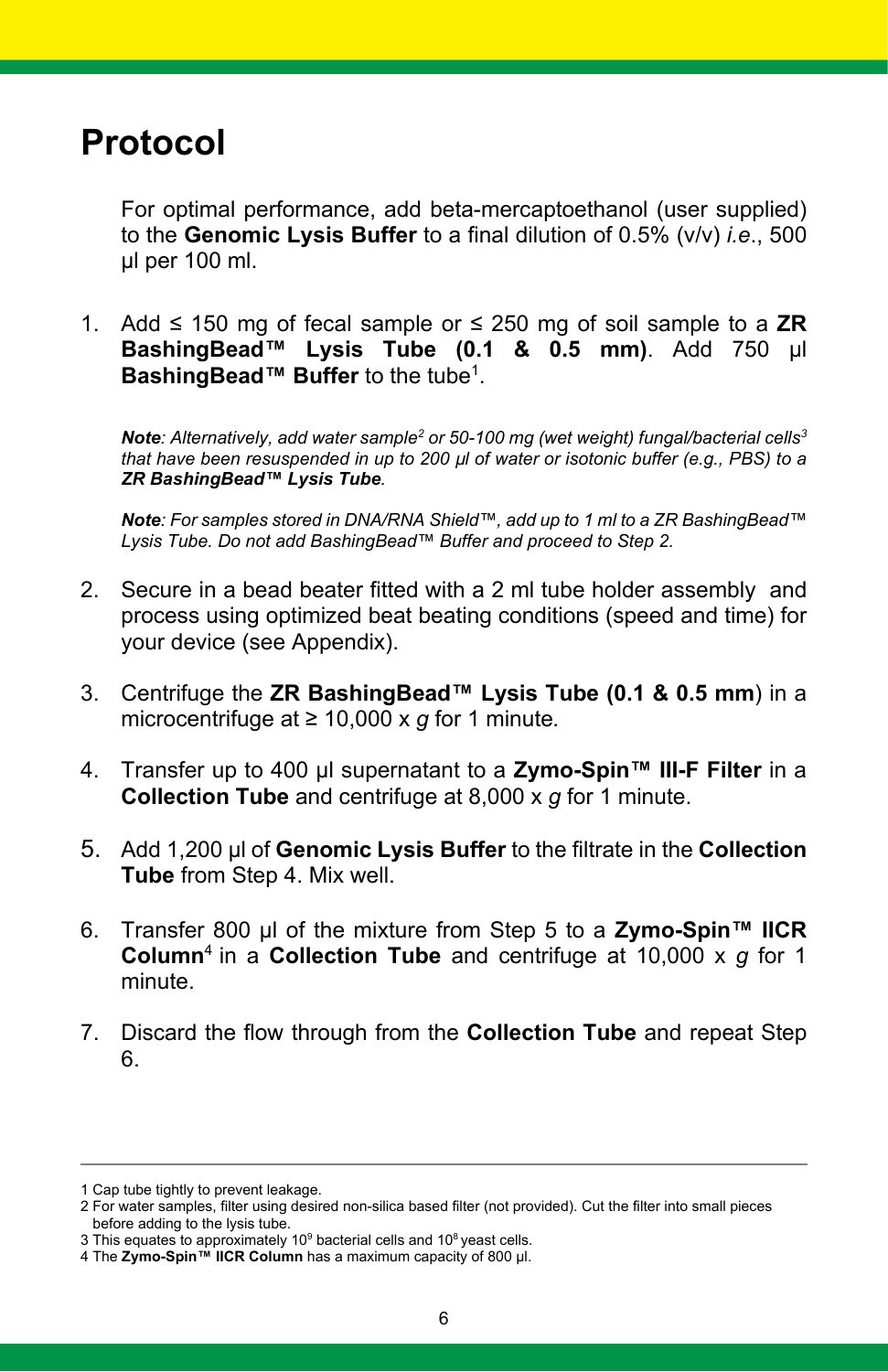# Protocol

For optimal performance, add beta-mercaptoethanol (user supplied) to the **Genomic Lysis Buffer** to a final dilution of 0.5% (v/v) *i.e.*, 500 µl per 100 ml.

1. Add ≤ 150 mg of fecal sample or ≤ 250 mg of soil sample to a **ZR BashingBead™ Lysis Tube (0.1 & 0.5 mm)**. Add 750 µl **BashingBead™ Buffer** to the tube[1].

   ***Note**: Alternatively, add water sample[2] or 50-100 mg (wet weight) fungal/bacterial cells[3] that have been resuspended in up to 200 µl of water or isotonic buffer (e.g., PBS) to a **ZR BashingBead™ Lysis Tube**.*

   ***Note**: For samples stored in DNA/RNA Shield™, add up to 1 ml to a ZR BashingBead™ Lysis Tube. Do not add BashingBead™ Buffer and proceed to Step 2.*

2. Secure in a bead beater fitted with a 2 ml tube holder assembly and process using optimized beat beating conditions (speed and time) for your device (see Appendix).

3. Centrifuge the **ZR BashingBead™ Lysis Tube (0.1 & 0.5 mm**) in a microcentrifuge at ≥ 10,000 x *g* for 1 minute.

4. Transfer up to 400 µl supernatant to a **Zymo-Spin™ III-F Filter** in a **Collection Tube** and centrifuge at 8,000 x *g* for 1 minute.

5. Add 1,200 µl of **Genomic Lysis Buffer** to the filtrate in the **Collection Tube** from Step 4. Mix well.

6. Transfer 800 µl of the mixture from Step 5 to a **Zymo-Spin™ IICR Column**[4] in a **Collection Tube** and centrifuge at 10,000 x *g* for 1 minute.

7. Discard the flow through from the **Collection Tube** and repeat Step 6.

---

1 Cap tube tightly to prevent leakage.
2 For water samples, filter using desired non-silica based filter (not provided). Cut the filter into small pieces before adding to the lysis tube.
3 This equates to approximately $10^9$ bacterial cells and $10^8$ yeast cells.
4 The **Zymo-Spin™ IICR Column** has a maximum capacity of 800 µl.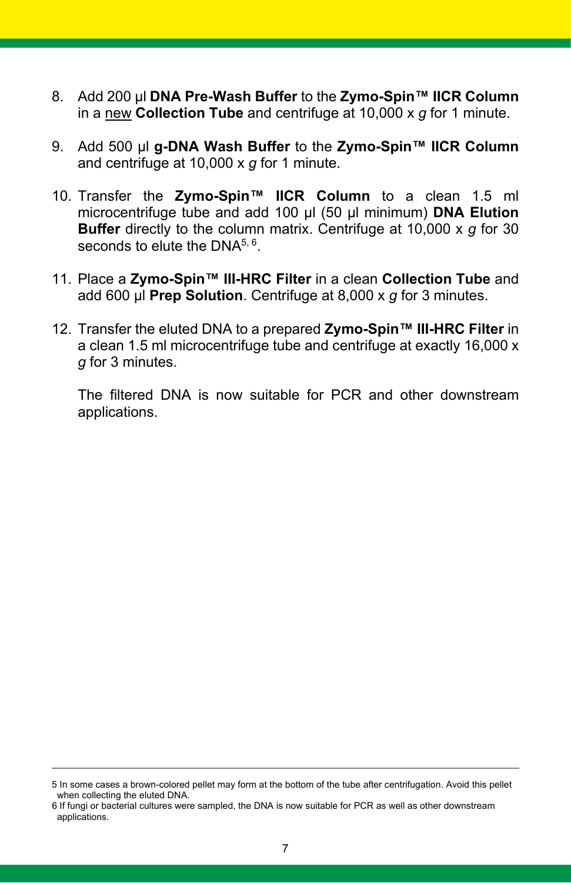8. Add 200 µl **DNA Pre-Wash Buffer** to the **Zymo-Spin™ IICR Column** in a new **Collection Tube** and centrifuge at 10,000 x *g* for 1 minute.

9. Add 500 µl **g-DNA Wash Buffer** to the **Zymo-Spin™ IICR Column** and centrifuge at 10,000 x *g* for 1 minute.

10. Transfer the **Zymo-Spin™ IICR Column** to a clean 1.5 ml microcentrifuge tube and add 100 µl (50 µl minimum) **DNA Elution Buffer** directly to the column matrix. Centrifuge at 10,000 x *g* for 30 seconds to elute the DNA[5, 6].

11. Place a **Zymo-Spin™ III-HRC Filter** in a clean **Collection Tube** and add 600 µl **Prep Solution**. Centrifuge at 8,000 x *g* for 3 minutes.

12. Transfer the eluted DNA to a prepared **Zymo-Spin™ III-HRC Filter** in a clean 1.5 ml microcentrifuge tube and centrifuge at exactly 16,000 x *g* for 3 minutes.

    The filtered DNA is now suitable for PCR and other downstream applications.

---

5 In some cases a brown-colored pellet may form at the bottom of the tube after centrifugation. Avoid this pellet when collecting the eluted DNA.

6 If fungi or bacterial cultures were sampled, the DNA is now suitable for PCR as well as other downstream applications.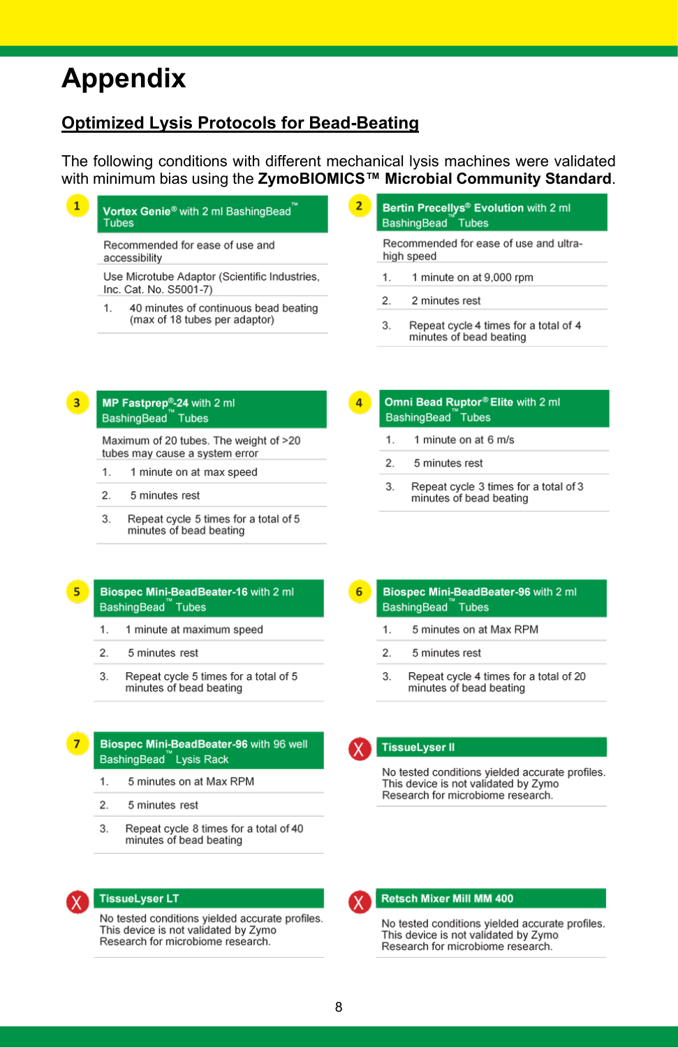# Appendix

## Optimized Lysis Protocols for Bead-Beating

The following conditions with different mechanical lysis machines were validated with minimum bias using the **ZymoBIOMICS™ Microbial Community Standard**.

### 1 Vortex Genie® with 2 ml BashingBead™ Tubes

Recommended for ease of use and accessibility

Use Microtube Adaptor (Scientific Industries, Inc. Cat. No. S5001-7)

1. 40 minutes of continuous bead beating (max of 18 tubes per adaptor)

### 2 Bertin Precellys® Evolution with 2 ml BashingBead™ Tubes

Recommended for ease of use and ultra-high speed

1. 1 minute on at 9,000 rpm
2. 2 minutes rest
3. Repeat cycle 4 times for a total of 4 minutes of bead beating

### 3 MP Fastprep®-24 with 2 ml BashingBead™ Tubes

Maximum of 20 tubes. The weight of >20 tubes may cause a system error

1. 1 minute on at max speed
2. 5 minutes rest
3. Repeat cycle 5 times for a total of 5 minutes of bead beating

### 4 Omni Bead Ruptor® Elite with 2 ml BashingBead™ Tubes

1. 1 minute on at 6 m/s
2. 5 minutes rest
3. Repeat cycle 3 times for a total of 3 minutes of bead beating

### 5 Biospec Mini-BeadBeater-16 with 2 ml BashingBead™ Tubes

1. 1 minute at maximum speed
2. 5 minutes rest
3. Repeat cycle 5 times for a total of 5 minutes of bead beating

### 6 Biospec Mini-BeadBeater-96 with 2 ml BashingBead™ Tubes

1. 5 minutes on at Max RPM
2. 5 minutes rest
3. Repeat cycle 4 times for a total of 20 minutes of bead beating

### 7 Biospec Mini-BeadBeater-96 with 96 well BashingBead™ Lysis Rack

1. 5 minutes on at Max RPM
2. 5 minutes rest
3. Repeat cycle 8 times for a total of 40 minutes of bead beating

### X TissueLyser II

No tested conditions yielded accurate profiles. This device is not validated by Zymo Research for microbiome research.

### X TissueLyser LT

No tested conditions yielded accurate profiles. This device is not validated by Zymo Research for microbiome research.

### X Retsch Mixer Mill MM 400

No tested conditions yielded accurate profiles. This device is not validated by Zymo Research for microbiome research.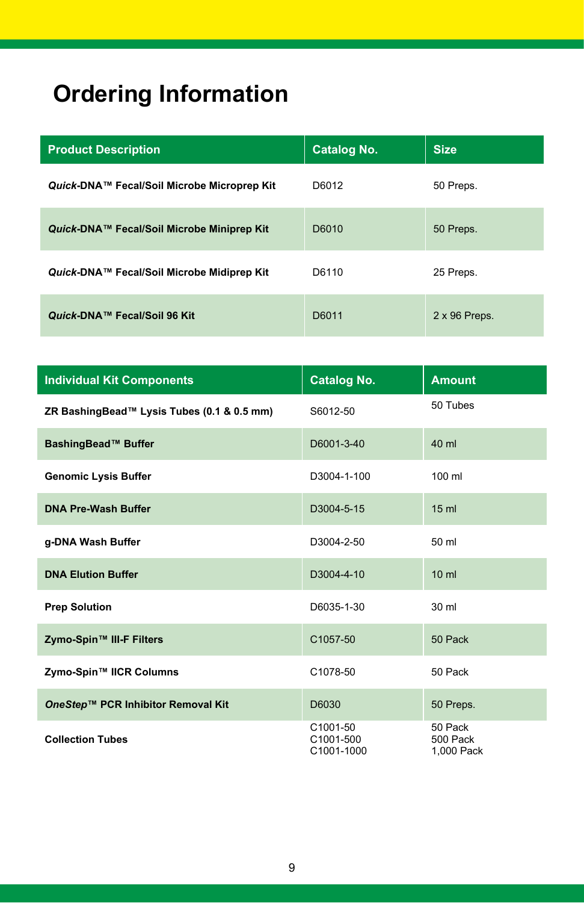# Ordering Information

| Product Description | Catalog No. | Size |
|---|---|---|
| ***Quick*-DNA™ Fecal/Soil Microbe Microprep Kit** | D6012 | 50 Preps. |
| ***Quick*-DNA™ Fecal/Soil Microbe Miniprep Kit** | D6010 | 50 Preps. |
| ***Quick*-DNA™ Fecal/Soil Microbe Midiprep Kit** | D6110 | 25 Preps. |
| ***Quick*-DNA™ Fecal/Soil 96 Kit** | D6011 | 2 x 96 Preps. |

| Individual Kit Components | Catalog No. | Amount |
|---|---|---|
| **ZR BashingBead™ Lysis Tubes (0.1 & 0.5 mm)** | S6012-50 | 50 Tubes |
| **BashingBead™ Buffer** | D6001-3-40 | 40 ml |
| **Genomic Lysis Buffer** | D3004-1-100 | 100 ml |
| **DNA Pre-Wash Buffer** | D3004-5-15 | 15 ml |
| **g-DNA Wash Buffer** | D3004-2-50 | 50 ml |
| **DNA Elution Buffer** | D3004-4-10 | 10 ml |
| **Prep Solution** | D6035-1-30 | 30 ml |
| **Zymo-Spin™ III-F Filters** | C1057-50 | 50 Pack |
| **Zymo-Spin™ IICR Columns** | C1078-50 | 50 Pack |
| ***OneStep*™ PCR Inhibitor Removal Kit** | D6030 | 50 Preps. |
| **Collection Tubes** | C1001-50<br>C1001-500<br>C1001-1000 | 50 Pack<br>500 Pack<br>1,000 Pack |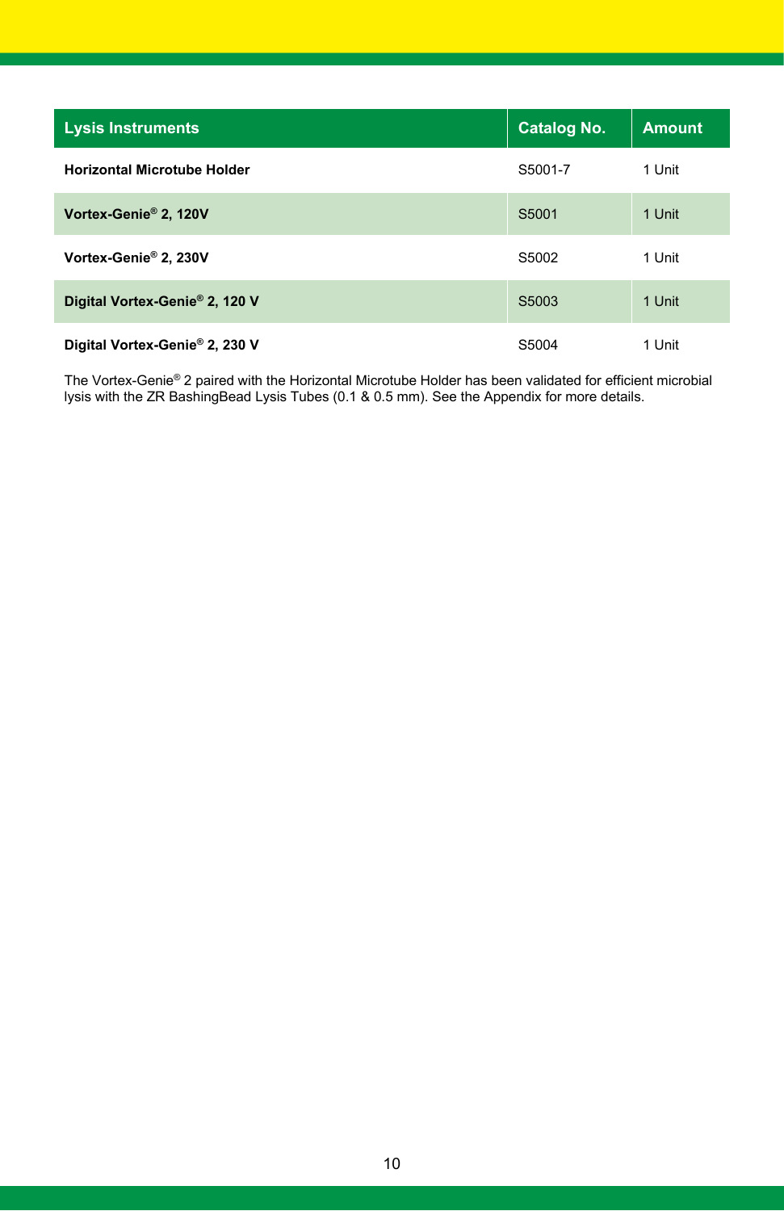| Lysis Instruments | Catalog No. | Amount |
| --- | --- | --- |
| **Horizontal Microtube Holder** | S5001-7 | 1 Unit |
| **Vortex-Genie® 2, 120V** | S5001 | 1 Unit |
| **Vortex-Genie® 2, 230V** | S5002 | 1 Unit |
| **Digital Vortex-Genie® 2, 120 V** | S5003 | 1 Unit |
| **Digital Vortex-Genie® 2, 230 V** | S5004 | 1 Unit |

The Vortex-Genie® 2 paired with the Horizontal Microtube Holder has been validated for efficient microbial lysis with the ZR BashingBead Lysis Tubes (0.1 & 0.5 mm). See the Appendix for more details.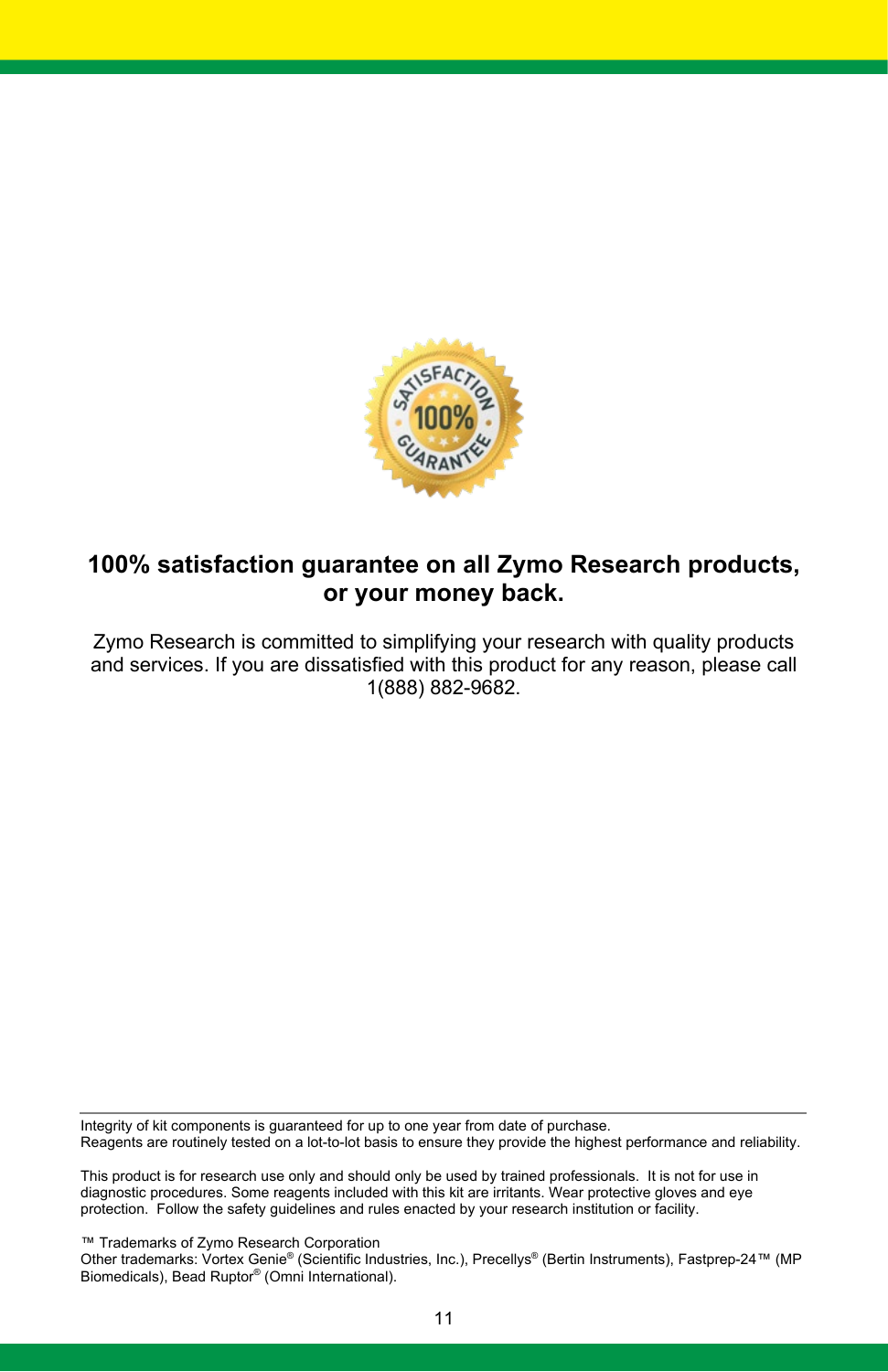**100% satisfaction guarantee on all Zymo Research products, or your money back.**

Zymo Research is committed to simplifying your research with quality products and services. If you are dissatisfied with this product for any reason, please call 1(888) 882-9682.

---

Integrity of kit components is guaranteed for up to one year from date of purchase.
Reagents are routinely tested on a lot-to-lot basis to ensure they provide the highest performance and reliability.

This product is for research use only and should only be used by trained professionals. It is not for use in diagnostic procedures. Some reagents included with this kit are irritants. Wear protective gloves and eye protection. Follow the safety guidelines and rules enacted by your research institution or facility.

™ Trademarks of Zymo Research Corporation
Other trademarks: Vortex Genie® (Scientific Industries, Inc.), Precellys® (Bertin Instruments), Fastprep-24™ (MP Biomedicals), Bead Ruptor® (Omni International).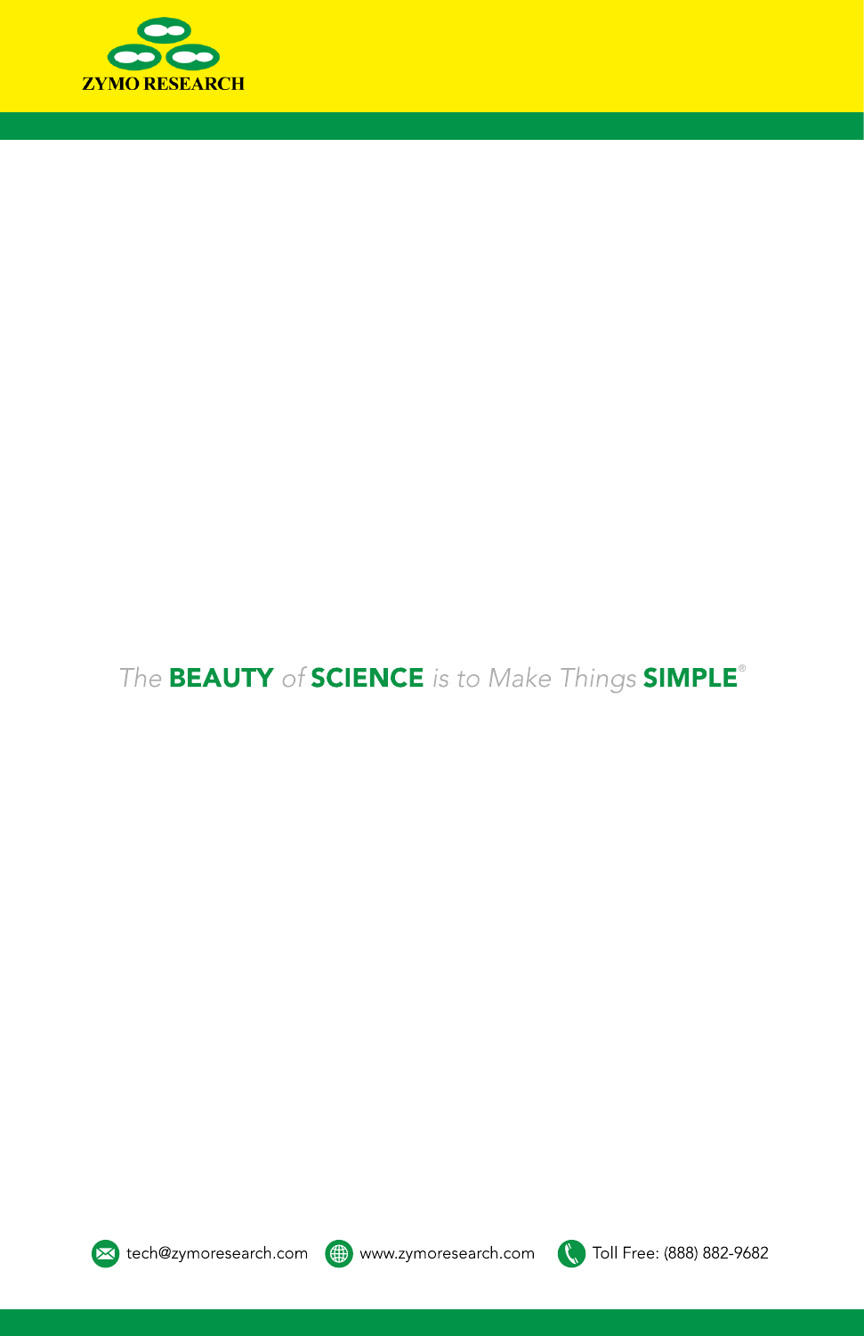ZYMO RESEARCH

*The* **BEAUTY** *of* **SCIENCE** *is to Make Things* **SIMPLE**®

tech@zymoresearch.com www.zymoresearch.com Toll Free: (888) 882-9682